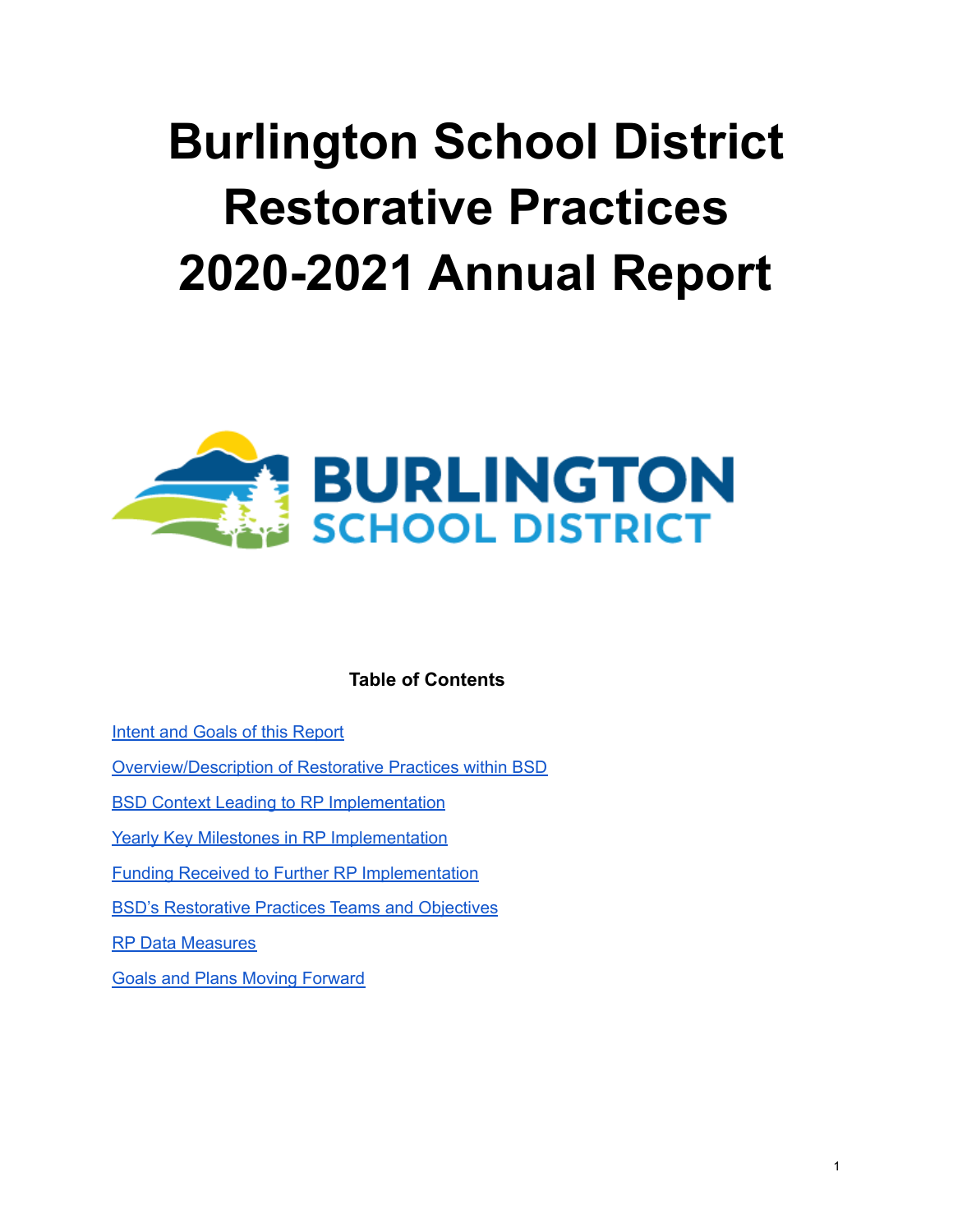# Burlington School District Restorative Practices 2020-2021 Annual Report

**Table of Contents**

Intent and Goals of this Report

Overview/Description of Restorative Practices within BSD

BSD Context Leading to RP Implementation

Yearly Key Milestones in RP Implementation

Funding Received to Further RP Implementation

BSD's Restorative Practices Teams and Objectives

RP Data Measures

Goals and Plans Moving Forward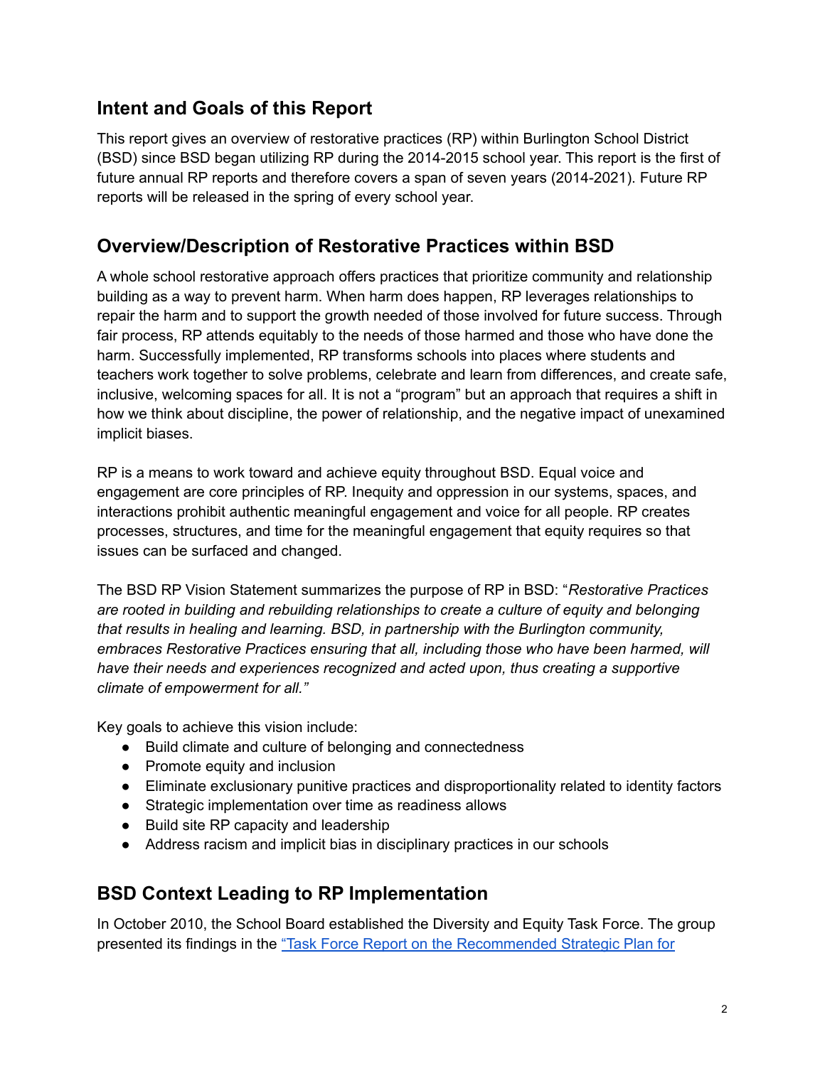## Intent and Goals of this Report

This report gives an overview of restorative practices (RP) within Burlington School District (BSD) since BSD began utilizing RP during the 2014-2015 school year. This report is the first of future annual RP reports and therefore covers a span of seven years (2014-2021). Future RP reports will be released in the spring of every school year.

## Overview/Description of Restorative Practices within BSD

A whole school restorative approach offers practices that prioritize community and relationship building as a way to prevent harm. When harm does happen, RP leverages relationships to repair the harm and to support the growth needed of those involved for future success. Through fair process, RP attends equitably to the needs of those harmed and those who have done the harm. Successfully implemented, RP transforms schools into places where students and teachers work together to solve problems, celebrate and learn from differences, and create safe, inclusive, welcoming spaces for all. It is not a "program" but an approach that requires a shift in how we think about discipline, the power of relationship, and the negative impact of unexamined implicit biases.

RP is a means to work toward and achieve equity throughout BSD. Equal voice and engagement are core principles of RP. Inequity and oppression in our systems, spaces, and interactions prohibit authentic meaningful engagement and voice for all people. RP creates processes, structures, and time for the meaningful engagement that equity requires so that issues can be surfaced and changed.

The BSD RP Vision Statement summarizes the purpose of RP in BSD: "*Restorative Practices are rooted in building and rebuilding relationships to create a culture of equity and belonging that results in healing and learning. BSD, in partnership with the Burlington community, embraces Restorative Practices ensuring that all, including those who have been harmed, will have their needs and experiences recognized and acted upon, thus creating a supportive climate of empowerment for all."*

Key goals to achieve this vision include:

- Build climate and culture of belonging and connectedness
- Promote equity and inclusion
- Eliminate exclusionary punitive practices and disproportionality related to identity factors
- Strategic implementation over time as readiness allows
- Build site RP capacity and leadership
- Address racism and implicit bias in disciplinary practices in our schools

## BSD Context Leading to RP Implementation

In October 2010, the School Board established the Diversity and Equity Task Force. The group presented its findings in the "Task Force Report on the Recommended Strategic Plan for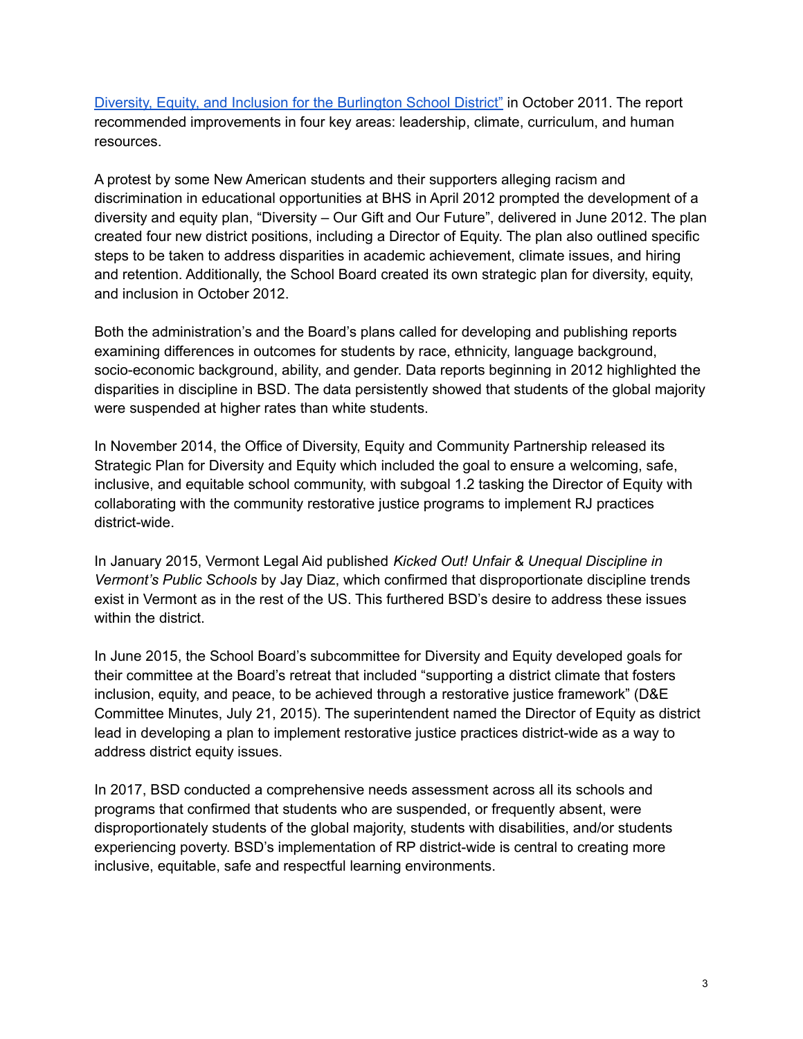Diversity, Equity, and Inclusion for the Burlington School District" in October 2011. The report recommended improvements in four key areas: leadership, climate, curriculum, and human resources.

A protest by some New American students and their supporters alleging racism and discrimination in educational opportunities at BHS in April 2012 prompted the development of a diversity and equity plan, "Diversity – Our Gift and Our Future", delivered in June 2012. The plan created four new district positions, including a Director of Equity. The plan also outlined specific steps to be taken to address disparities in academic achievement, climate issues, and hiring and retention. Additionally, the School Board created its own strategic plan for diversity, equity, and inclusion in October 2012.

Both the administration's and the Board's plans called for developing and publishing reports examining differences in outcomes for students by race, ethnicity, language background, socio-economic background, ability, and gender. Data reports beginning in 2012 highlighted the disparities in discipline in BSD. The data persistently showed that students of the global majority were suspended at higher rates than white students.

In November 2014, the Office of Diversity, Equity and Community Partnership released its Strategic Plan for Diversity and Equity which included the goal to ensure a welcoming, safe, inclusive, and equitable school community, with subgoal 1.2 tasking the Director of Equity with collaborating with the community restorative justice programs to implement RJ practices district-wide.

In January 2015, Vermont Legal Aid published *Kicked Out! Unfair & Unequal Discipline in Vermont's Public Schools* by Jay Diaz, which confirmed that disproportionate discipline trends exist in Vermont as in the rest of the US. This furthered BSD's desire to address these issues within the district.

In June 2015, the School Board's subcommittee for Diversity and Equity developed goals for their committee at the Board's retreat that included "supporting a district climate that fosters inclusion, equity, and peace, to be achieved through a restorative justice framework" (D&E Committee Minutes, July 21, 2015). The superintendent named the Director of Equity as district lead in developing a plan to implement restorative justice practices district-wide as a way to address district equity issues.

In 2017, BSD conducted a comprehensive needs assessment across all its schools and programs that confirmed that students who are suspended, or frequently absent, were disproportionately students of the global majority, students with disabilities, and/or students experiencing poverty. BSD's implementation of RP district-wide is central to creating more inclusive, equitable, safe and respectful learning environments.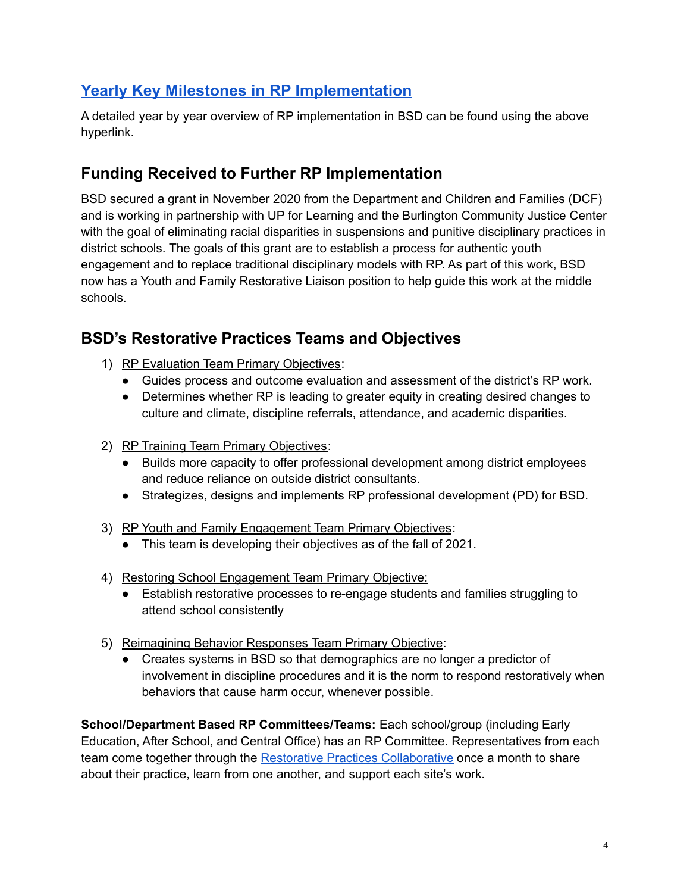## [Yearly Key Milestones in RP Implementation]()

A detailed year by year overview of RP implementation in BSD can be found using the above hyperlink.

## Funding Received to Further RP Implementation

BSD secured a grant in November 2020 from the Department and Children and Families (DCF) and is working in partnership with UP for Learning and the Burlington Community Justice Center with the goal of eliminating racial disparities in suspensions and punitive disciplinary practices in district schools. The goals of this grant are to establish a process for authentic youth engagement and to replace traditional disciplinary models with RP. As part of this work, BSD now has a Youth and Family Restorative Liaison position to help guide this work at the middle schools.

## BSD's Restorative Practices Teams and Objectives

1) RP Evaluation Team Primary Objectives:
   - Guides process and outcome evaluation and assessment of the district's RP work.
   - Determines whether RP is leading to greater equity in creating desired changes to culture and climate, discipline referrals, attendance, and academic disparities.

2) RP Training Team Primary Objectives:
   - Builds more capacity to offer professional development among district employees and reduce reliance on outside district consultants.
   - Strategizes, designs and implements RP professional development (PD) for BSD.

3) RP Youth and Family Engagement Team Primary Objectives:
   - This team is developing their objectives as of the fall of 2021.

4) Restoring School Engagement Team Primary Objective:
   - Establish restorative processes to re-engage students and families struggling to attend school consistently

5) Reimagining Behavior Responses Team Primary Objective:
   - Creates systems in BSD so that demographics are no longer a predictor of involvement in discipline procedures and it is the norm to respond restoratively when behaviors that cause harm occur, whenever possible.

**School/Department Based RP Committees/Teams:** Each school/group (including Early Education, After School, and Central Office) has an RP Committee. Representatives from each team come together through the [Restorative Practices Collaborative]() once a month to share about their practice, learn from one another, and support each site's work.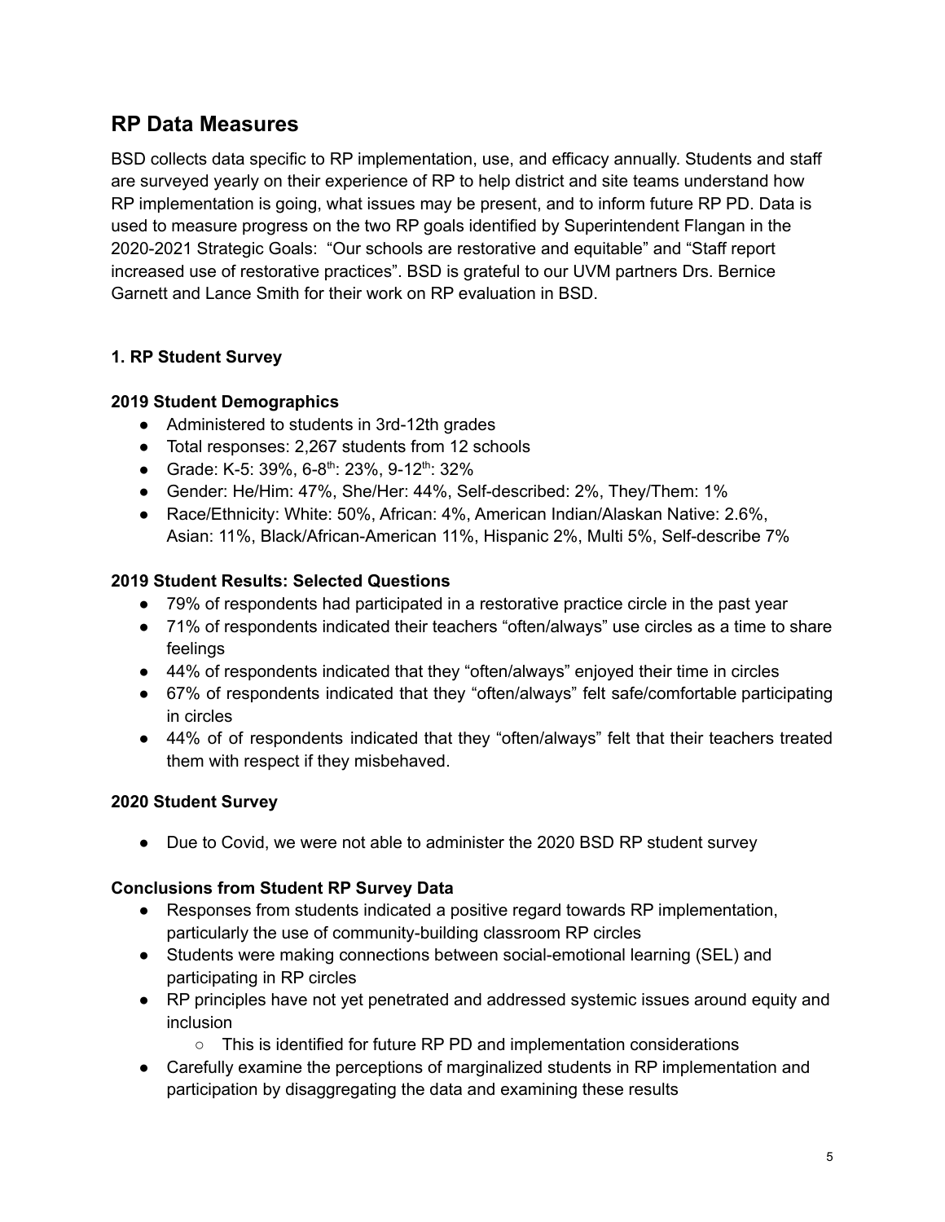## RP Data Measures

BSD collects data specific to RP implementation, use, and efficacy annually. Students and staff are surveyed yearly on their experience of RP to help district and site teams understand how RP implementation is going, what issues may be present, and to inform future RP PD. Data is used to measure progress on the two RP goals identified by Superintendent Flangan in the 2020-2021 Strategic Goals: "Our schools are restorative and equitable" and "Staff report increased use of restorative practices". BSD is grateful to our UVM partners Drs. Bernice Garnett and Lance Smith for their work on RP evaluation in BSD.

### 1. RP Student Survey

**2019 Student Demographics**

- Administered to students in 3rd-12th grades
- Total responses: 2,267 students from 12 schools
- Grade: K-5: 39%, 6-8th: 23%, 9-12th: 32%
- Gender: He/Him: 47%, She/Her: 44%, Self-described: 2%, They/Them: 1%
- Race/Ethnicity: White: 50%, African: 4%, American Indian/Alaskan Native: 2.6%, Asian: 11%, Black/African-American 11%, Hispanic 2%, Multi 5%, Self-describe 7%

**2019 Student Results: Selected Questions**

- 79% of respondents had participated in a restorative practice circle in the past year
- 71% of respondents indicated their teachers "often/always" use circles as a time to share feelings
- 44% of respondents indicated that they "often/always" enjoyed their time in circles
- 67% of respondents indicated that they "often/always" felt safe/comfortable participating in circles
- 44% of of respondents indicated that they "often/always" felt that their teachers treated them with respect if they misbehaved.

**2020 Student Survey**

- Due to Covid, we were not able to administer the 2020 BSD RP student survey

**Conclusions from Student RP Survey Data**

- Responses from students indicated a positive regard towards RP implementation, particularly the use of community-building classroom RP circles
- Students were making connections between social-emotional learning (SEL) and participating in RP circles
- RP principles have not yet penetrated and addressed systemic issues around equity and inclusion
  - This is identified for future RP PD and implementation considerations
- Carefully examine the perceptions of marginalized students in RP implementation and participation by disaggregating the data and examining these results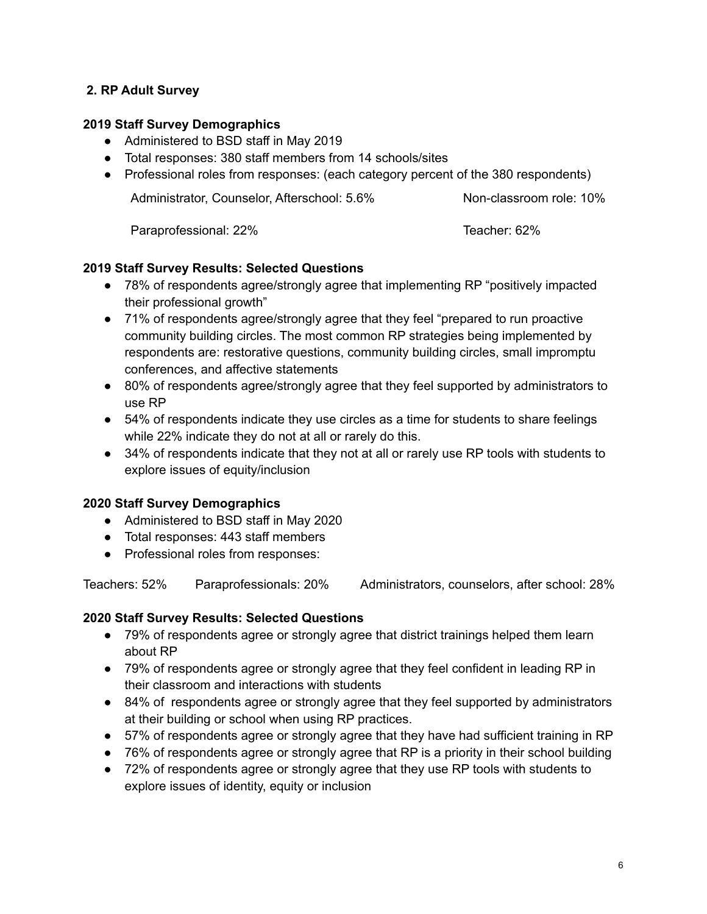## 2. RP Adult Survey

### 2019 Staff Survey Demographics

- Administered to BSD staff in May 2019
- Total responses: 380 staff members from 14 schools/sites
- Professional roles from responses: (each category percent of the 380 respondents)

Administrator, Counselor, Afterschool: 5.6%

Non-classroom role: 10%

Paraprofessional: 22%

Teacher: 62%

### 2019 Staff Survey Results: Selected Questions

- 78% of respondents agree/strongly agree that implementing RP "positively impacted their professional growth"
- 71% of respondents agree/strongly agree that they feel "prepared to run proactive community building circles. The most common RP strategies being implemented by respondents are: restorative questions, community building circles, small impromptu conferences, and affective statements
- 80% of respondents agree/strongly agree that they feel supported by administrators to use RP
- 54% of respondents indicate they use circles as a time for students to share feelings while 22% indicate they do not at all or rarely do this.
- 34% of respondents indicate that they not at all or rarely use RP tools with students to explore issues of equity/inclusion

### 2020 Staff Survey Demographics

- Administered to BSD staff in May 2020
- Total responses: 443 staff members
- Professional roles from responses:

Teachers: 52% Paraprofessionals: 20% Administrators, counselors, after school: 28%

### 2020 Staff Survey Results: Selected Questions

- 79% of respondents agree or strongly agree that district trainings helped them learn about RP
- 79% of respondents agree or strongly agree that they feel confident in leading RP in their classroom and interactions with students
- 84% of respondents agree or strongly agree that they feel supported by administrators at their building or school when using RP practices.
- 57% of respondents agree or strongly agree that they have had sufficient training in RP
- 76% of respondents agree or strongly agree that RP is a priority in their school building
- 72% of respondents agree or strongly agree that they use RP tools with students to explore issues of identity, equity or inclusion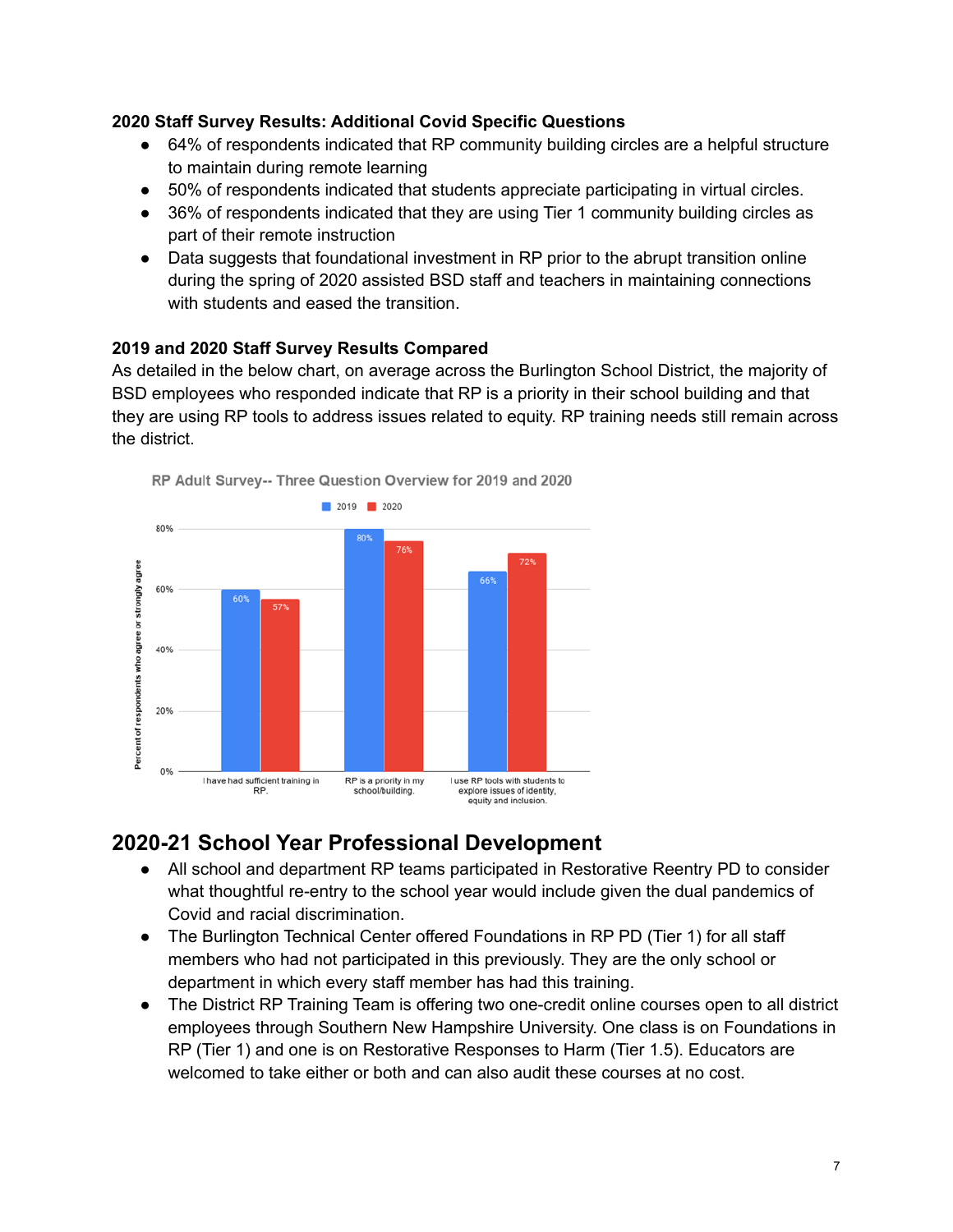**2020 Staff Survey Results: Additional Covid Specific Questions**

- 64% of respondents indicated that RP community building circles are a helpful structure to maintain during remote learning
- 50% of respondents indicated that students appreciate participating in virtual circles.
- 36% of respondents indicated that they are using Tier 1 community building circles as part of their remote instruction
- Data suggests that foundational investment in RP prior to the abrupt transition online during the spring of 2020 assisted BSD staff and teachers in maintaining connections with students and eased the transition.

**2019 and 2020 Staff Survey Results Compared**

As detailed in the below chart, on average across the Burlington School District, the majority of BSD employees who responded indicate that RP is a priority in their school building and that they are using RP tools to address issues related to equity. RP training needs still remain across the district.

RP Adult Survey-- Three Question Overview for 2019 and 2020

Percent of respondents who agree or strongly agree

| | 2019 | 2020 |
|---|---|---|
| I have had sufficient training in RP. | 60% | 57% |
| RP is a priority in my school/building. | 80% | 76% |
| I use RP tools with students to explore issues of identity, equity and inclusion. | 66% | 72% |

## 2020-21 School Year Professional Development

- All school and department RP teams participated in Restorative Reentry PD to consider what thoughtful re-entry to the school year would include given the dual pandemics of Covid and racial discrimination.
- The Burlington Technical Center offered Foundations in RP PD (Tier 1) for all staff members who had not participated in this previously. They are the only school or department in which every staff member has had this training.
- The District RP Training Team is offering two one-credit online courses open to all district employees through Southern New Hampshire University. One class is on Foundations in RP (Tier 1) and one is on Restorative Responses to Harm (Tier 1.5). Educators are welcomed to take either or both and can also audit these courses at no cost.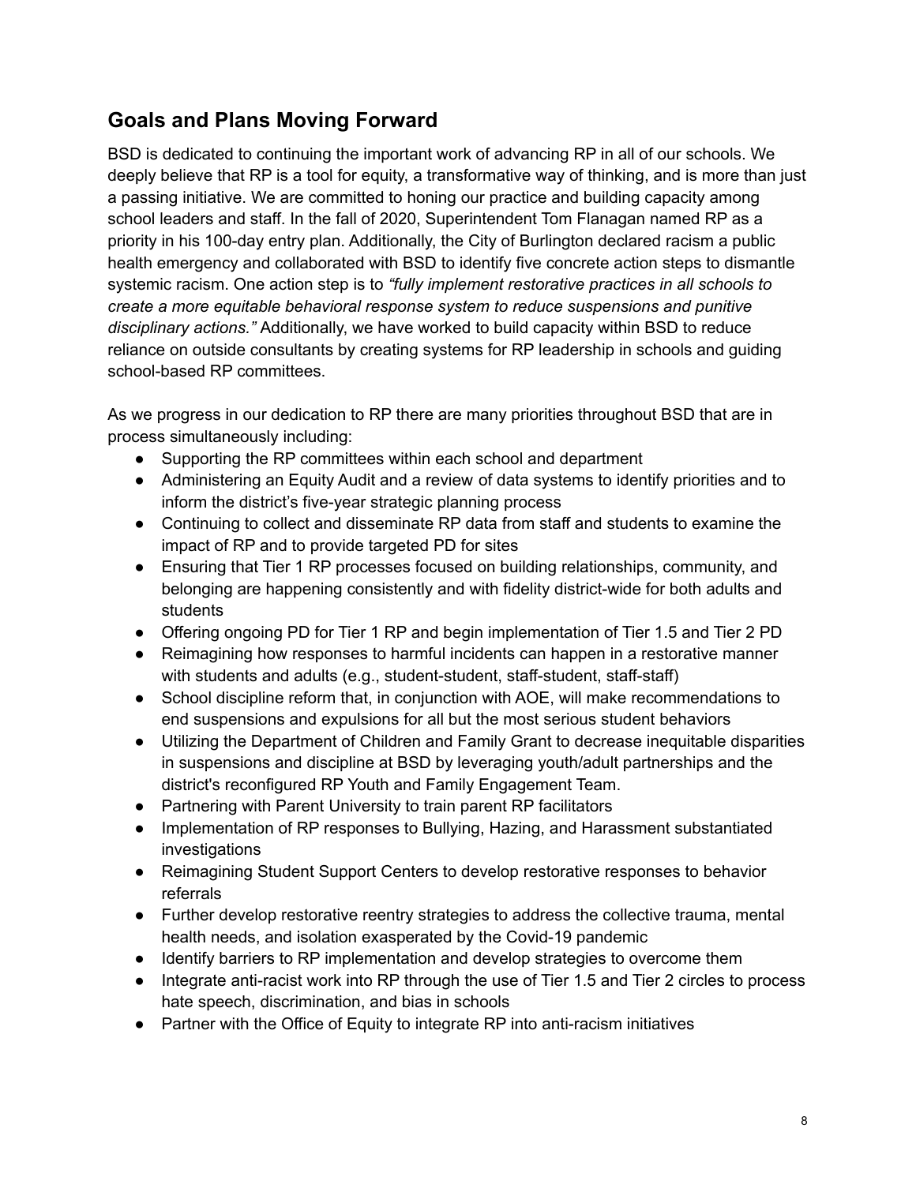## Goals and Plans Moving Forward

BSD is dedicated to continuing the important work of advancing RP in all of our schools. We deeply believe that RP is a tool for equity, a transformative way of thinking, and is more than just a passing initiative. We are committed to honing our practice and building capacity among school leaders and staff. In the fall of 2020, Superintendent Tom Flanagan named RP as a priority in his 100-day entry plan. Additionally, the City of Burlington declared racism a public health emergency and collaborated with BSD to identify five concrete action steps to dismantle systemic racism. One action step is to *"fully implement restorative practices in all schools to create a more equitable behavioral response system to reduce suspensions and punitive disciplinary actions."* Additionally, we have worked to build capacity within BSD to reduce reliance on outside consultants by creating systems for RP leadership in schools and guiding school-based RP committees.

As we progress in our dedication to RP there are many priorities throughout BSD that are in process simultaneously including:

- Supporting the RP committees within each school and department
- Administering an Equity Audit and a review of data systems to identify priorities and to inform the district's five-year strategic planning process
- Continuing to collect and disseminate RP data from staff and students to examine the impact of RP and to provide targeted PD for sites
- Ensuring that Tier 1 RP processes focused on building relationships, community, and belonging are happening consistently and with fidelity district-wide for both adults and students
- Offering ongoing PD for Tier 1 RP and begin implementation of Tier 1.5 and Tier 2 PD
- Reimagining how responses to harmful incidents can happen in a restorative manner with students and adults (e.g., student-student, staff-student, staff-staff)
- School discipline reform that, in conjunction with AOE, will make recommendations to end suspensions and expulsions for all but the most serious student behaviors
- Utilizing the Department of Children and Family Grant to decrease inequitable disparities in suspensions and discipline at BSD by leveraging youth/adult partnerships and the district's reconfigured RP Youth and Family Engagement Team.
- Partnering with Parent University to train parent RP facilitators
- Implementation of RP responses to Bullying, Hazing, and Harassment substantiated investigations
- Reimagining Student Support Centers to develop restorative responses to behavior referrals
- Further develop restorative reentry strategies to address the collective trauma, mental health needs, and isolation exasperated by the Covid-19 pandemic
- Identify barriers to RP implementation and develop strategies to overcome them
- Integrate anti-racist work into RP through the use of Tier 1.5 and Tier 2 circles to process hate speech, discrimination, and bias in schools
- Partner with the Office of Equity to integrate RP into anti-racism initiatives